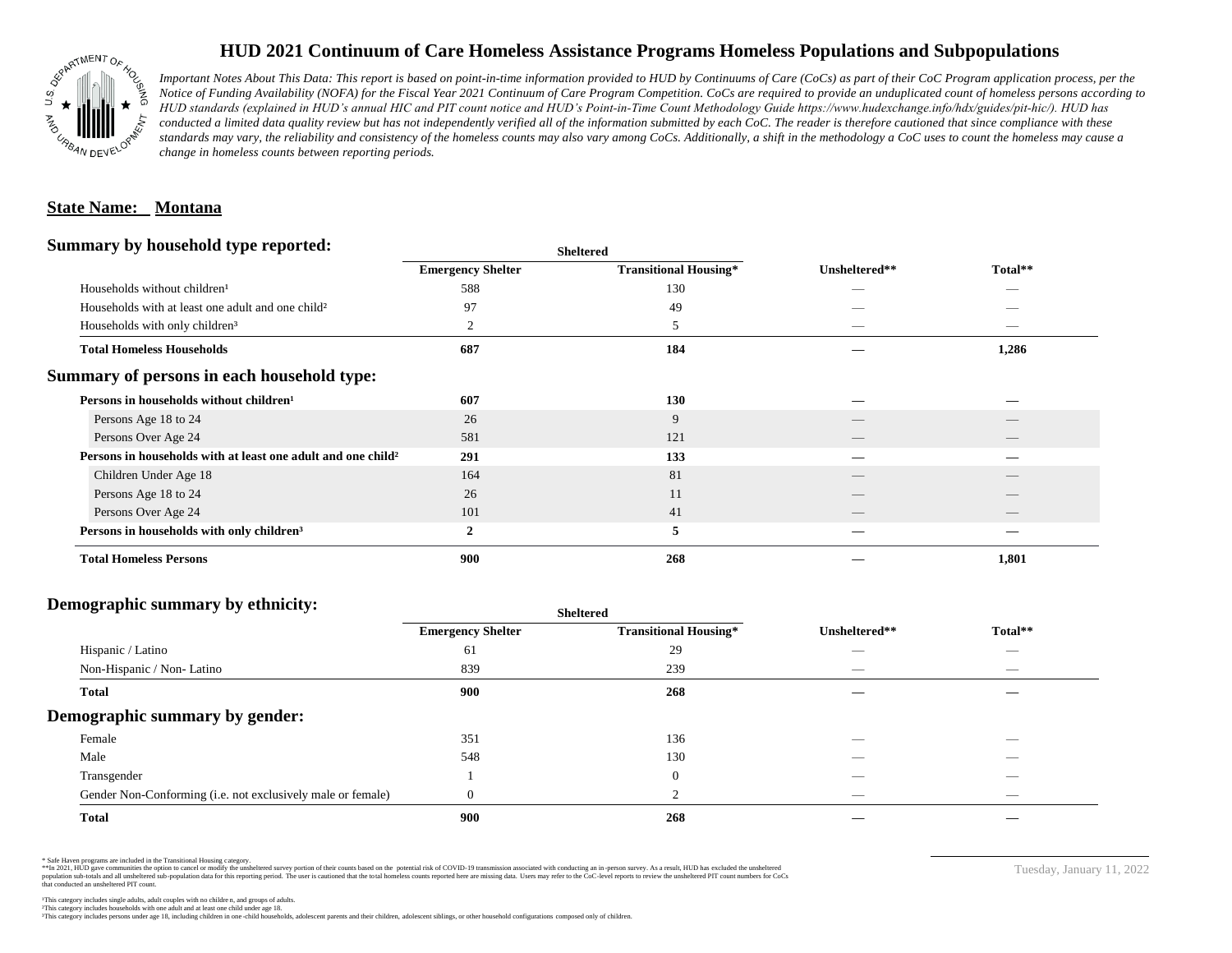# HUD 2021 Continuum of Care Homeless Assistance Programs Homeless Populations and Subpopulations

*Important Notes About This Data: This report is based on point-in-time information provided to HUD by Continuums of Care (CoCs) as part of their CoC Program application process, per the Notice of Funding Availability (NOFA) for the Fiscal Year 2021 Continuum of Care Program Competition. CoCs are required to provide an unduplicated count of homeless persons according to HUD standards (explained in HUD's annual HIC and PIT count notice and HUD's Point-in-Time Count Methodology Guide https://www.hudexchange.info/hdx/guides/pit-hic/). HUD has conducted a limited data quality review but has not independently verified all of the information submitted by each CoC. The reader is therefore cautioned that since compliance with these standards may vary, the reliability and consistency of the homeless counts may also vary among CoCs. Additionally, a shift in the methodology a CoC uses to count the homeless may cause a change in homeless counts between reporting periods.*

**State Name: Montana**

## Summary by household type reported:

| | Sheltered | | | |
|---|---|---|---|---|
| | Emergency Shelter | Transitional Housing* | Unsheltered** | Total** |
| Households without children¹ | 588 | 130 | — | — |
| Households with at least one adult and one child² | 97 | 49 | — | — |
| Households with only children³ | 2 | 5 | — | — |
| **Total Homeless Households** | **687** | **184** | **—** | **1,286** |

## Summary of persons in each household type:

| | Emergency Shelter | Transitional Housing* | Unsheltered** | Total** |
|---|---|---|---|---|
| **Persons in households without children¹** | **607** | **130** | **—** | **—** |
| Persons Age 18 to 24 | 26 | 9 | — | — |
| Persons Over Age 24 | 581 | 121 | — | — |
| **Persons in households with at least one adult and one child²** | **291** | **133** | **—** | **—** |
| Children Under Age 18 | 164 | 81 | — | — |
| Persons Age 18 to 24 | 26 | 11 | — | — |
| Persons Over Age 24 | 101 | 41 | — | — |
| **Persons in households with only children³** | **2** | **5** | **—** | **—** |
| **Total Homeless Persons** | **900** | **268** | **—** | **1,801** |

## Demographic summary by ethnicity:

| | Sheltered | | | |
|---|---|---|---|---|
| | Emergency Shelter | Transitional Housing* | Unsheltered** | Total** |
| Hispanic / Latino | 61 | 29 | — | — |
| Non-Hispanic / Non- Latino | 839 | 239 | — | — |
| **Total** | **900** | **268** | **—** | **—** |

## Demographic summary by gender:

| | Emergency Shelter | Transitional Housing* | Unsheltered** | Total** |
|---|---|---|---|---|
| Female | 351 | 136 | — | — |
| Male | 548 | 130 | — | — |
| Transgender | 1 | 0 | — | — |
| Gender Non-Conforming (i.e. not exclusively male or female) | 0 | 2 | — | — |
| **Total** | **900** | **268** | **—** | **—** |

\* Safe Haven programs are included in the Transitional Housing category.
\*\*In 2021, HUD gave communities the option to cancel or modify the unsheltered survey portion of their counts based on the potential risk of COVID-19 transmission associated with conducting an in-person survey. As a result, HUD has excluded the unsheltered population sub-totals and all unsheltered sub-population data for this reporting period. The user is cautioned that the total homeless counts reported here are missing data. Users may refer to the CoC-level reports to review the unsheltered PIT count numbers for CoCs that conducted an unsheltered PIT count.

¹This category includes single adults, adult couples with no children, and groups of adults.
²This category includes households with one adult and at least one child under age 18.
³This category includes persons under age 18, including children in one-child households, adolescent parents and their children, adolescent siblings, or other household configurations composed only of children.

Tuesday, January 11, 2022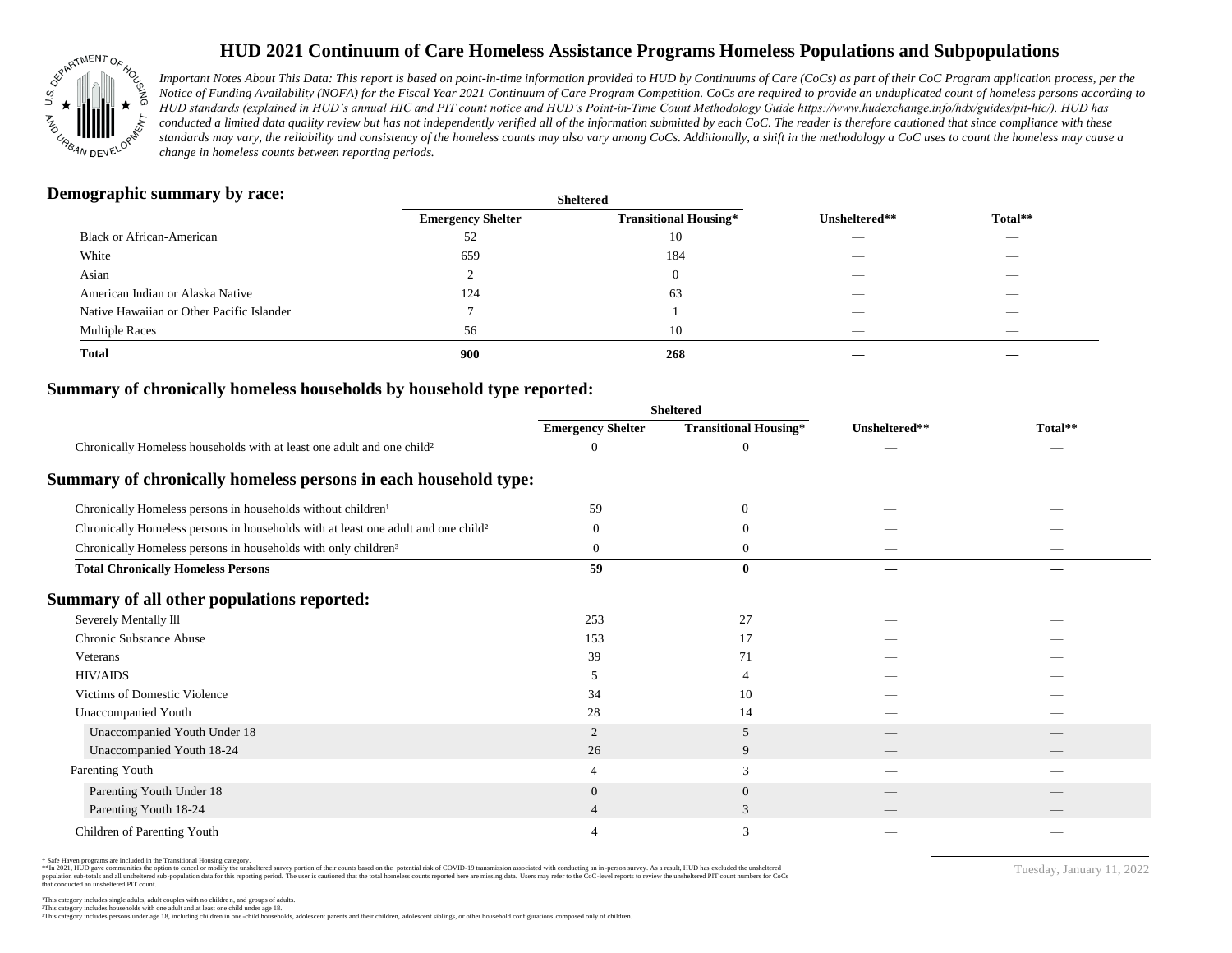# HUD 2021 Continuum of Care Homeless Assistance Programs Homeless Populations and Subpopulations

*Important Notes About This Data: This report is based on point-in-time information provided to HUD by Continuums of Care (CoCs) as part of their CoC Program application process, per the Notice of Funding Availability (NOFA) for the Fiscal Year 2021 Continuum of Care Program Competition. CoCs are required to provide an unduplicated count of homeless persons according to HUD standards (explained in HUD's annual HIC and PIT count notice and HUD's Point-in-Time Count Methodology Guide https://www.hudexchange.info/hdx/guides/pit-hic/). HUD has conducted a limited data quality review but has not independently verified all of the information submitted by each CoC. The reader is therefore cautioned that since compliance with these standards may vary, the reliability and consistency of the homeless counts may also vary among CoCs. Additionally, a shift in the methodology a CoC uses to count the homeless may cause a change in homeless counts between reporting periods.*

## Demographic summary by race:

| | Sheltered | | | |
|---|---|---|---|---|
| | Emergency Shelter | Transitional Housing* | Unsheltered** | Total** |
| Black or African-American | 52 | 10 | — | — |
| White | 659 | 184 | — | — |
| Asian | 2 | 0 | — | — |
| American Indian or Alaska Native | 124 | 63 | — | — |
| Native Hawaiian or Other Pacific Islander | 7 | 1 | — | — |
| Multiple Races | 56 | 10 | — | — |
| **Total** | **900** | **268** | **—** | **—** |

## Summary of chronically homeless households by household type reported:

| | Sheltered | | | |
|---|---|---|---|---|
| | Emergency Shelter | Transitional Housing* | Unsheltered** | Total** |
| Chronically Homeless households with at least one adult and one child² | 0 | 0 | — | — |

## Summary of chronically homeless persons in each household type:

| | Emergency Shelter | Transitional Housing* | Unsheltered** | Total** |
|---|---|---|---|---|
| Chronically Homeless persons in households without children¹ | 59 | 0 | — | — |
| Chronically Homeless persons in households with at least one adult and one child² | 0 | 0 | — | — |
| Chronically Homeless persons in households with only children³ | 0 | 0 | — | — |
| **Total Chronically Homeless Persons** | **59** | **0** | **—** | **—** |

## Summary of all other populations reported:

| | Emergency Shelter | Transitional Housing* | Unsheltered** | Total** |
|---|---|---|---|---|
| Severely Mentally Ill | 253 | 27 | — | — |
| Chronic Substance Abuse | 153 | 17 | — | — |
| Veterans | 39 | 71 | — | — |
| HIV/AIDS | 5 | 4 | — | — |
| Victims of Domestic Violence | 34 | 10 | — | — |
| Unaccompanied Youth | 28 | 14 | — | — |
| Unaccompanied Youth Under 18 | 2 | 5 | — | — |
| Unaccompanied Youth 18-24 | 26 | 9 | — | — |
| Parenting Youth | 4 | 3 | — | — |
| Parenting Youth Under 18 | 0 | 0 | — | — |
| Parenting Youth 18-24 | 4 | 3 | — | — |
| Children of Parenting Youth | 4 | 3 | — | — |

\* Safe Haven programs are included in the Transitional Housing category.
\*\*In 2021, HUD gave communities the option to cancel or modify the unsheltered survey portion of their counts based on the potential risk of COVID-19 transmission associated with conducting an in-person survey. As a result, HUD has excluded the unsheltered population sub-totals and all unsheltered sub-population data for this reporting period. The user is cautioned that the total homeless counts reported here are missing data. Users may refer to the CoC-level reports to review the unsheltered PIT count numbers for CoCs that conducted an unsheltered PIT count.

¹This category includes single adults, adult couples with no children, and groups of adults.
²This category includes households with one adult and at least one child under age 18.
³This category includes persons under age 18, including children in one-child households, adolescent parents and their children, adolescent siblings, or other household configurations composed only of children.

Tuesday, January 11, 2022